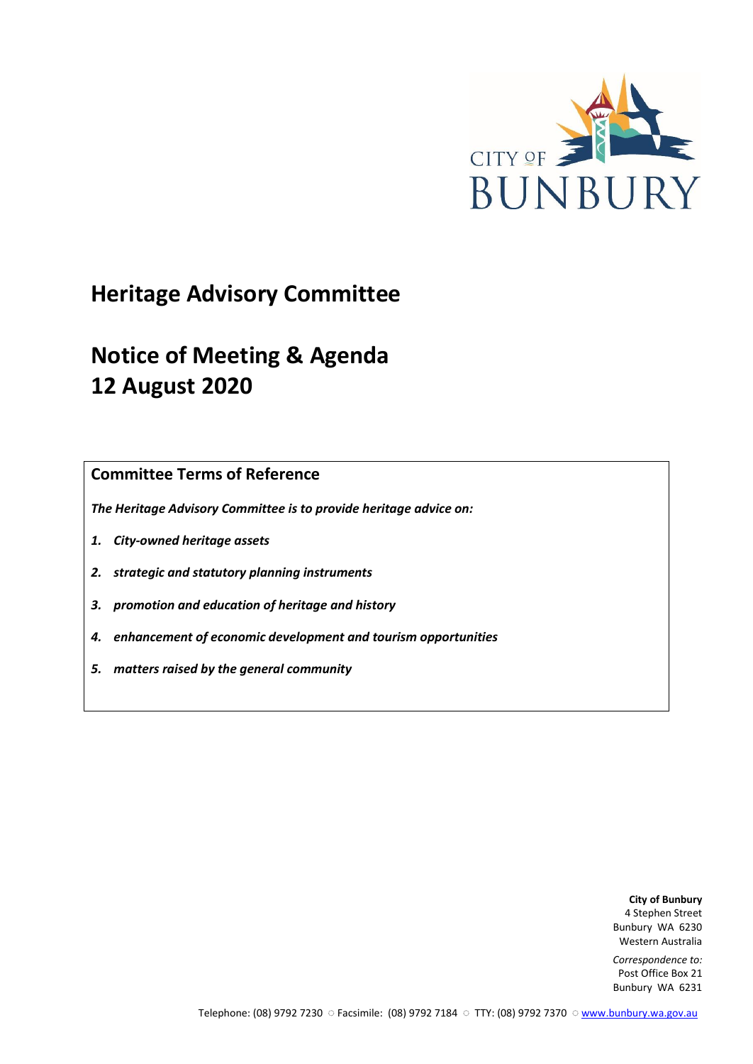CITY OF BUNBURY

# Heritage Advisory Committee

# Notice of Meeting & Agenda
# 12 August 2020

## Committee Terms of Reference

***The Heritage Advisory Committee is to provide heritage advice on:***

1. ***City-owned heritage assets***
2. ***strategic and statutory planning instruments***
3. ***promotion and education of heritage and history***
4. ***enhancement of economic development and tourism opportunities***
5. ***matters raised by the general community***

**City of Bunbury**
4 Stephen Street
Bunbury WA 6230
Western Australia

*Correspondence to:*
Post Office Box 21
Bunbury WA 6231

Telephone: (08) 9792 7230 ○ Facsimile: (08) 9792 7184 ○ TTY: (08) 9792 7370 ○ www.bunbury.wa.gov.au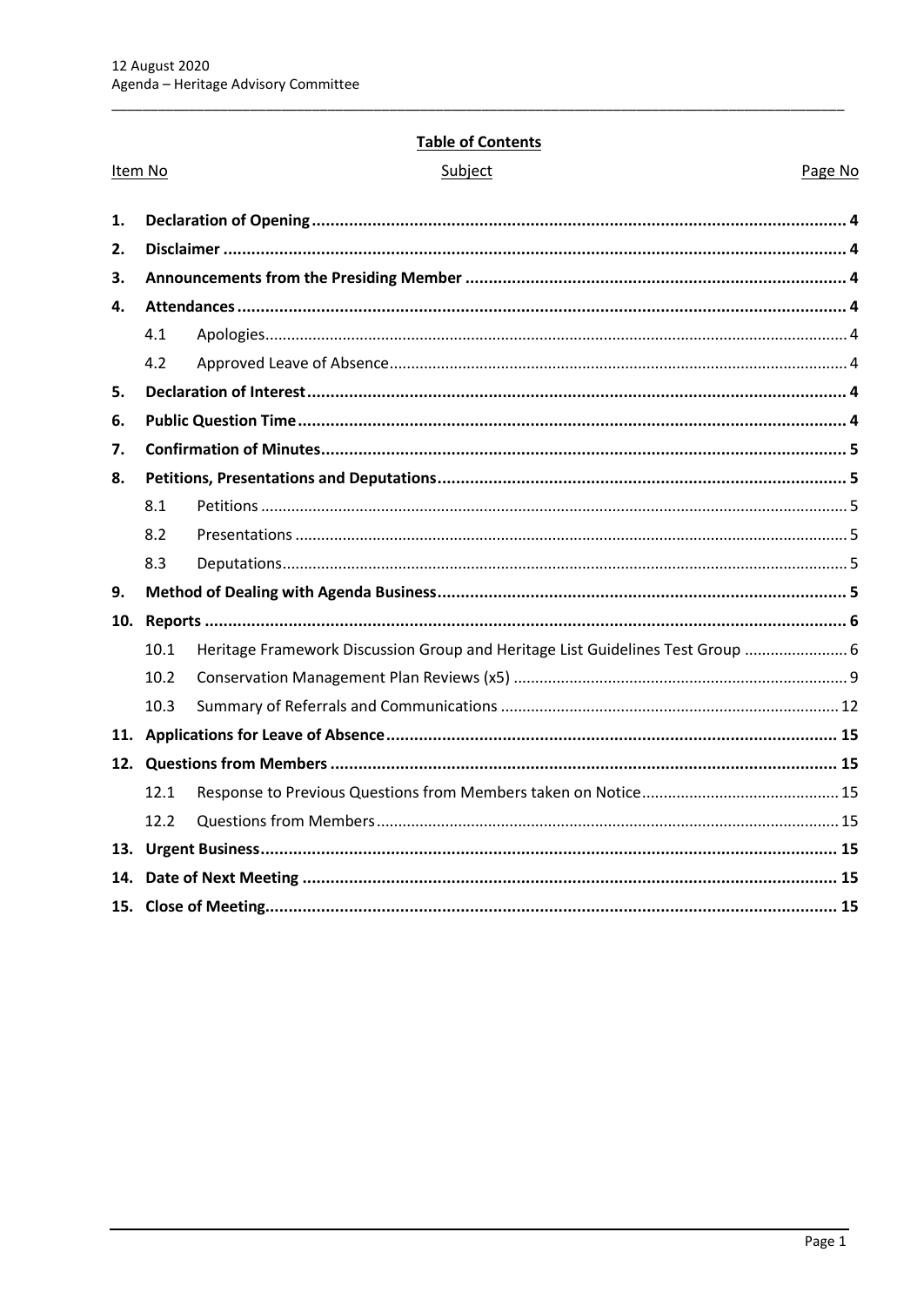**Table of Contents**

| Item No | | Subject | Page No |
|---|---|---|---|
| **1.** | | **Declaration of Opening** | **4** |
| **2.** | | **Disclaimer** | **4** |
| **3.** | | **Announcements from the Presiding Member** | **4** |
| **4.** | | **Attendances** | **4** |
| | 4.1 | Apologies | 4 |
| | 4.2 | Approved Leave of Absence | 4 |
| **5.** | | **Declaration of Interest** | **4** |
| **6.** | | **Public Question Time** | **4** |
| **7.** | | **Confirmation of Minutes** | **5** |
| **8.** | | **Petitions, Presentations and Deputations** | **5** |
| | 8.1 | Petitions | 5 |
| | 8.2 | Presentations | 5 |
| | 8.3 | Deputations | 5 |
| **9.** | | **Method of Dealing with Agenda Business** | **5** |
| **10.** | | **Reports** | **6** |
| | 10.1 | Heritage Framework Discussion Group and Heritage List Guidelines Test Group | 6 |
| | 10.2 | Conservation Management Plan Reviews (x5) | 9 |
| | 10.3 | Summary of Referrals and Communications | 12 |
| **11.** | | **Applications for Leave of Absence** | **15** |
| **12.** | | **Questions from Members** | **15** |
| | 12.1 | Response to Previous Questions from Members taken on Notice | 15 |
| | 12.2 | Questions from Members | 15 |
| **13.** | | **Urgent Business** | **15** |
| **14.** | | **Date of Next Meeting** | **15** |
| **15.** | | **Close of Meeting** | **15** |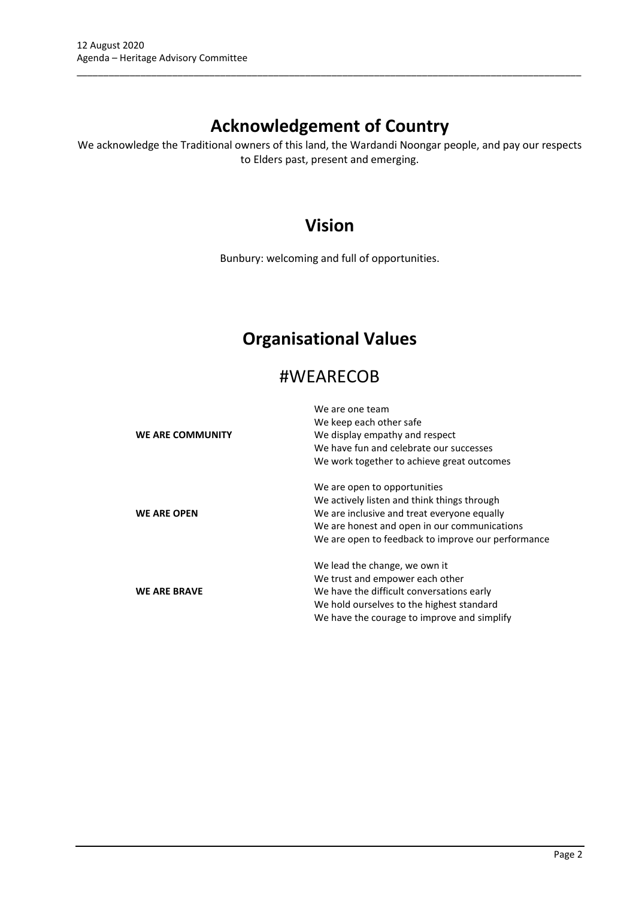# Acknowledgement of Country

We acknowledge the Traditional owners of this land, the Wardandi Noongar people, and pay our respects to Elders past, present and emerging.

# Vision

Bunbury: welcoming and full of opportunities.

# Organisational Values

## #WEARECOB

| | |
|---|---|
| **WE ARE COMMUNITY** | We are one team<br>We keep each other safe<br>We display empathy and respect<br>We have fun and celebrate our successes<br>We work together to achieve great outcomes |
| **WE ARE OPEN** | We are open to opportunities<br>We actively listen and think things through<br>We are inclusive and treat everyone equally<br>We are honest and open in our communications<br>We are open to feedback to improve our performance |
| **WE ARE BRAVE** | We lead the change, we own it<br>We trust and empower each other<br>We have the difficult conversations early<br>We hold ourselves to the highest standard<br>We have the courage to improve and simplify |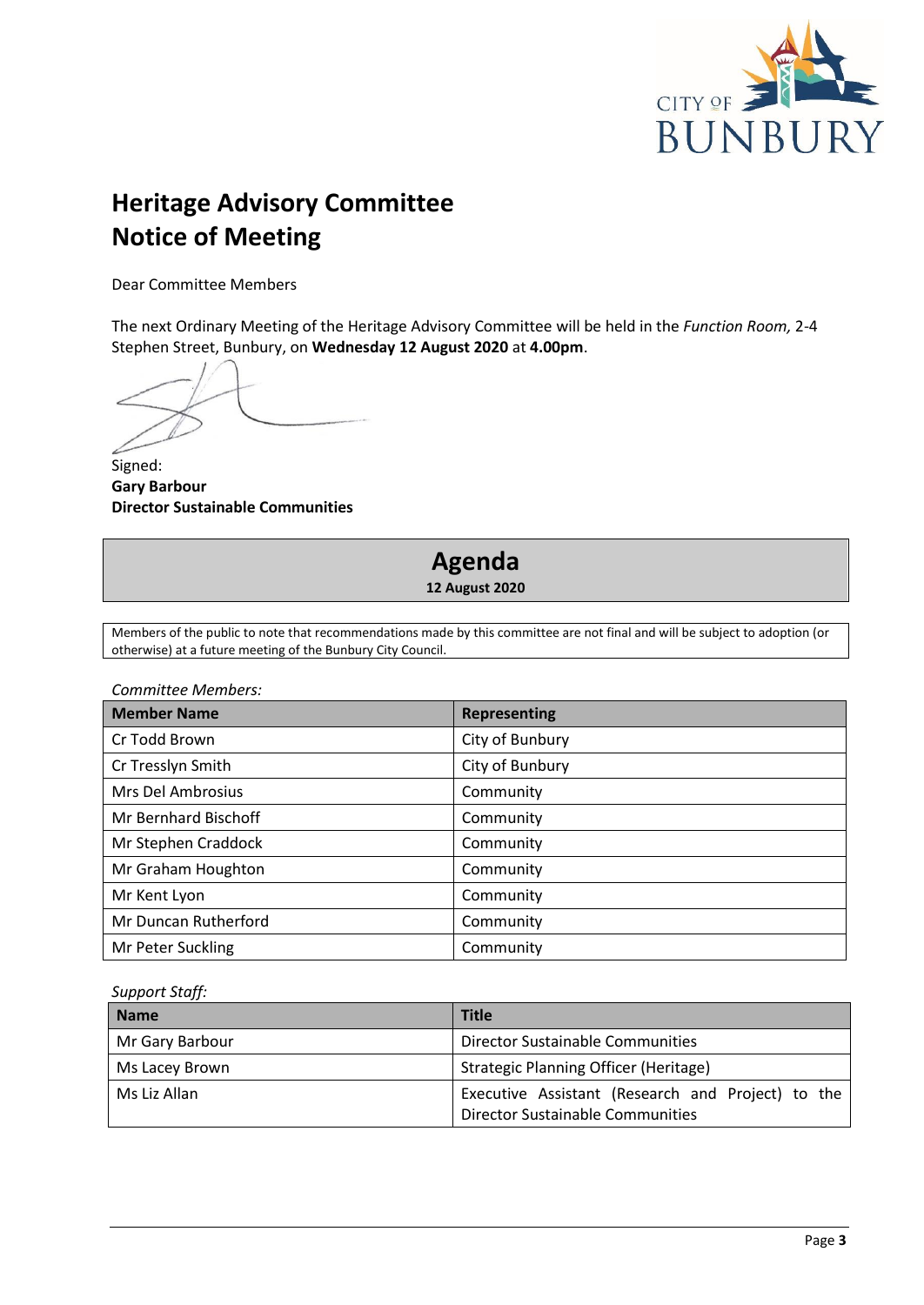# Heritage Advisory Committee
# Notice of Meeting

Dear Committee Members

The next Ordinary Meeting of the Heritage Advisory Committee will be held in the *Function Room,* 2-4 Stephen Street, Bunbury, on **Wednesday 12 August 2020** at **4.00pm**.

Signed:
**Gary Barbour**
**Director Sustainable Communities**

## Agenda
**12 August 2020**

Members of the public to note that recommendations made by this committee are not final and will be subject to adoption (or otherwise) at a future meeting of the Bunbury City Council.

*Committee Members:*

| Member Name | Representing |
|---|---|
| Cr Todd Brown | City of Bunbury |
| Cr Tresslyn Smith | City of Bunbury |
| Mrs Del Ambrosius | Community |
| Mr Bernhard Bischoff | Community |
| Mr Stephen Craddock | Community |
| Mr Graham Houghton | Community |
| Mr Kent Lyon | Community |
| Mr Duncan Rutherford | Community |
| Mr Peter Suckling | Community |

*Support Staff:*

| Name | Title |
|---|---|
| Mr Gary Barbour | Director Sustainable Communities |
| Ms Lacey Brown | Strategic Planning Officer (Heritage) |
| Ms Liz Allan | Executive Assistant (Research and Project) to the Director Sustainable Communities |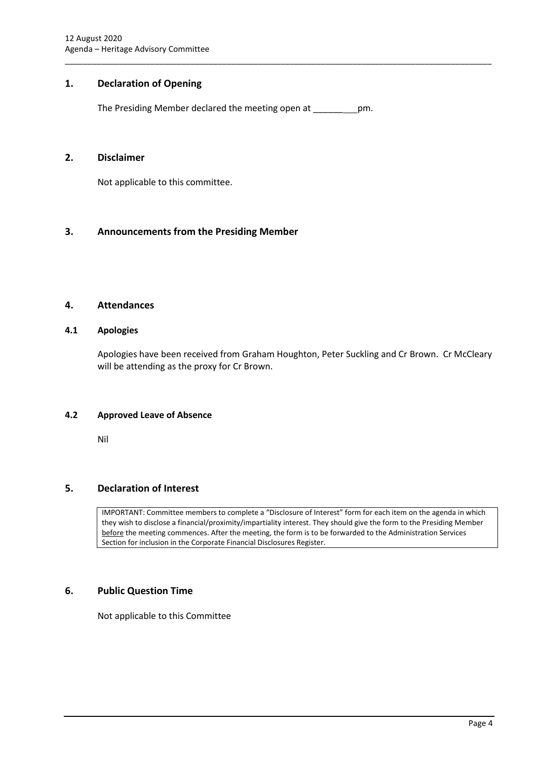## 1. Declaration of Opening

The Presiding Member declared the meeting open at _________pm.

## 2. Disclaimer

Not applicable to this committee.

## 3. Announcements from the Presiding Member

## 4. Attendances

### 4.1 Apologies

Apologies have been received from Graham Houghton, Peter Suckling and Cr Brown. Cr McCleary will be attending as the proxy for Cr Brown.

### 4.2 Approved Leave of Absence

Nil

## 5. Declaration of Interest

IMPORTANT: Committee members to complete a "Disclosure of Interest" form for each item on the agenda in which they wish to disclose a financial/proximity/impartiality interest. They should give the form to the Presiding Member before the meeting commences. After the meeting, the form is to be forwarded to the Administration Services Section for inclusion in the Corporate Financial Disclosures Register.

## 6. Public Question Time

Not applicable to this Committee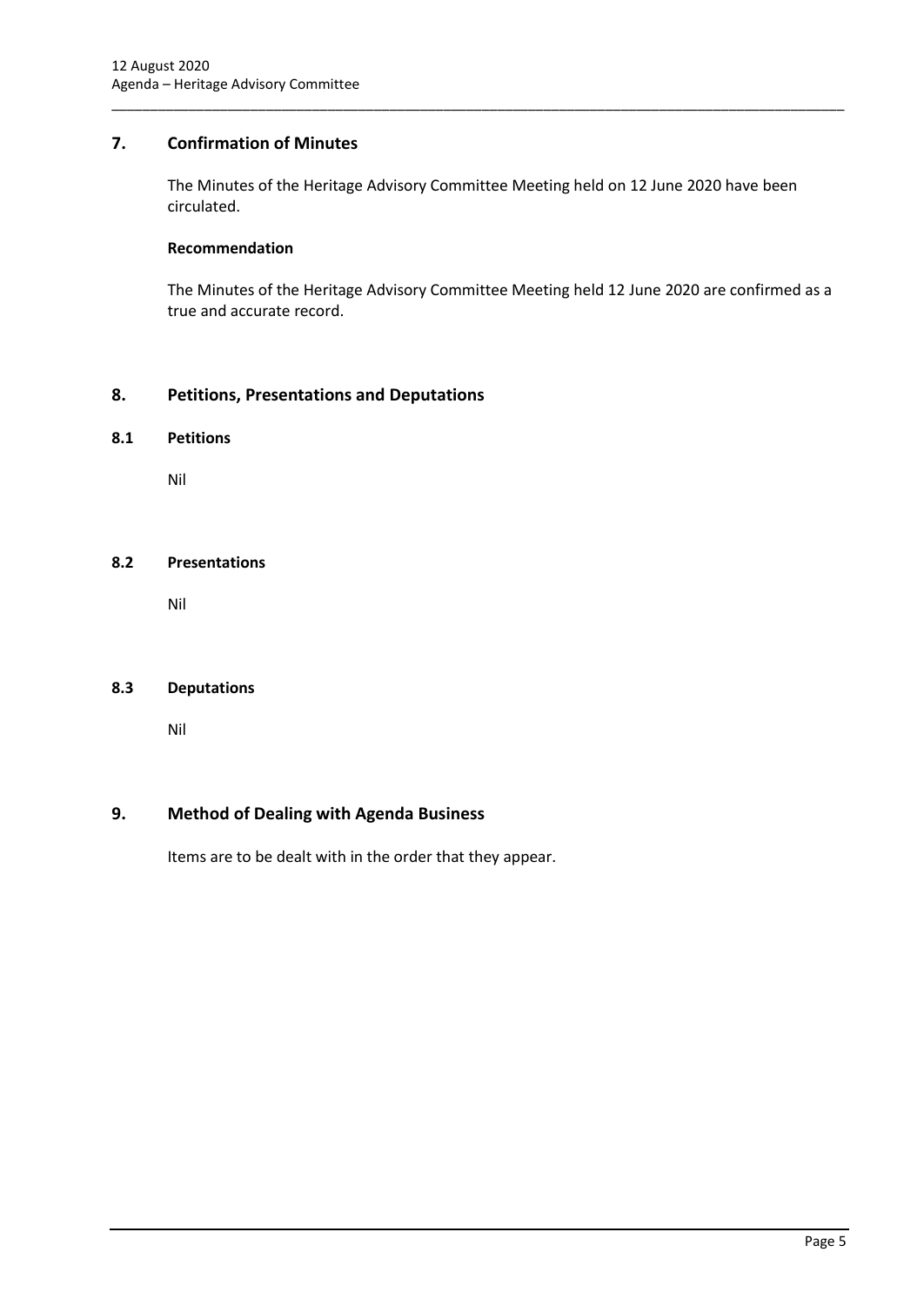## 7. Confirmation of Minutes

The Minutes of the Heritage Advisory Committee Meeting held on 12 June 2020 have been circulated.

**Recommendation**

The Minutes of the Heritage Advisory Committee Meeting held 12 June 2020 are confirmed as a true and accurate record.

## 8. Petitions, Presentations and Deputations

### 8.1 Petitions

Nil

### 8.2 Presentations

Nil

### 8.3 Deputations

Nil

## 9. Method of Dealing with Agenda Business

Items are to be dealt with in the order that they appear.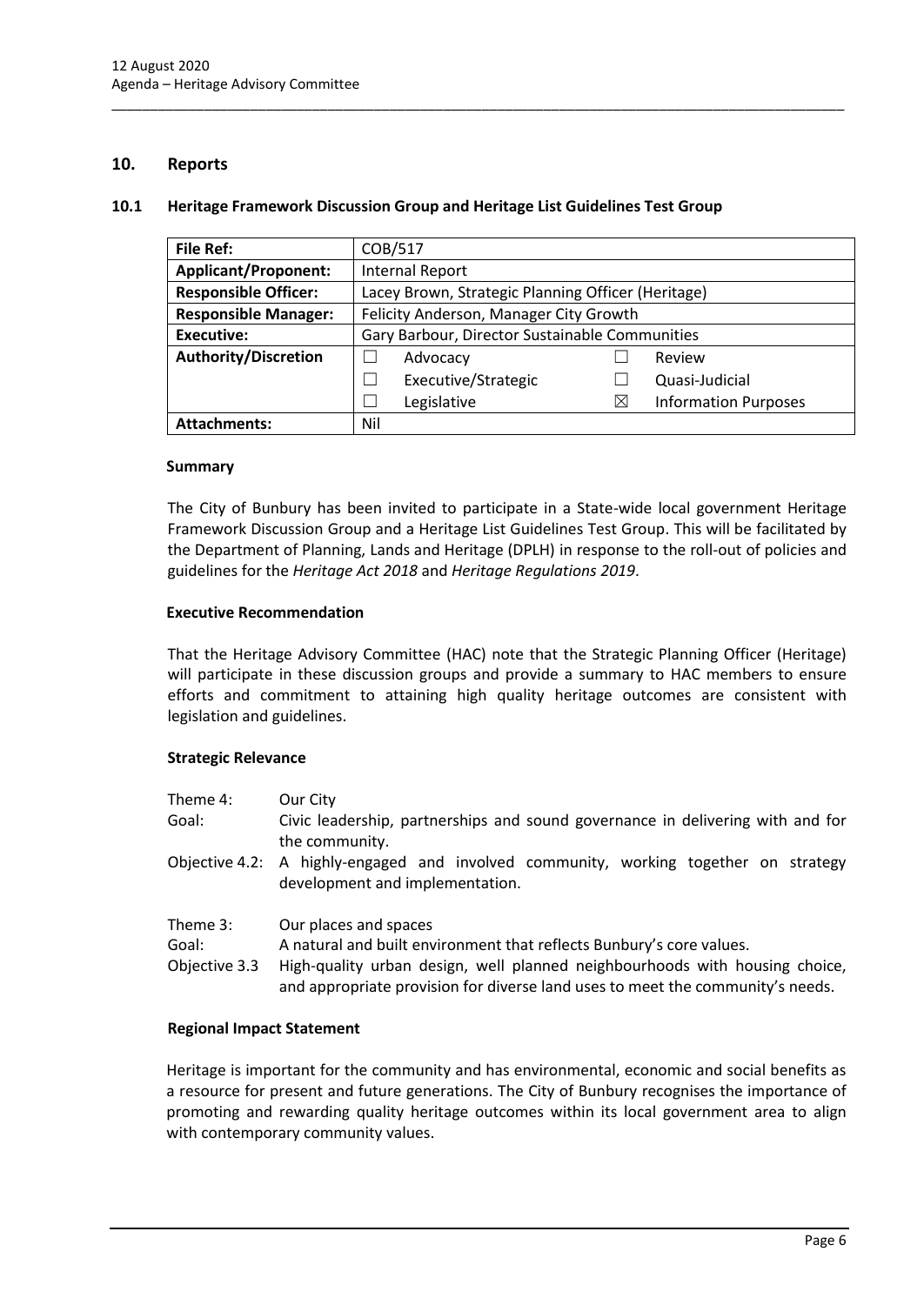## 10. Reports

### 10.1 Heritage Framework Discussion Group and Heritage List Guidelines Test Group

| **File Ref:** | COB/517 | | |
|---|---|---|---|
| **Applicant/Proponent:** | Internal Report | | |
| **Responsible Officer:** | Lacey Brown, Strategic Planning Officer (Heritage) | | |
| **Responsible Manager:** | Felicity Anderson, Manager City Growth | | |
| **Executive:** | Gary Barbour, Director Sustainable Communities | | |
| **Authority/Discretion** | ☐ Advocacy | ☐ Review | |
| | ☐ Executive/Strategic | ☐ Quasi-Judicial | |
| | ☐ Legislative | ☒ Information Purposes | |
| **Attachments:** | Nil | | |

#### Summary

The City of Bunbury has been invited to participate in a State-wide local government Heritage Framework Discussion Group and a Heritage List Guidelines Test Group. This will be facilitated by the Department of Planning, Lands and Heritage (DPLH) in response to the roll-out of policies and guidelines for the *Heritage Act 2018* and *Heritage Regulations 2019*.

#### Executive Recommendation

That the Heritage Advisory Committee (HAC) note that the Strategic Planning Officer (Heritage) will participate in these discussion groups and provide a summary to HAC members to ensure efforts and commitment to attaining high quality heritage outcomes are consistent with legislation and guidelines.

#### Strategic Relevance

Theme 4: Our City
Goal: Civic leadership, partnerships and sound governance in delivering with and for the community.
Objective 4.2: A highly-engaged and involved community, working together on strategy development and implementation.

Theme 3: Our places and spaces
Goal: A natural and built environment that reflects Bunbury's core values.
Objective 3.3 High-quality urban design, well planned neighbourhoods with housing choice, and appropriate provision for diverse land uses to meet the community's needs.

#### Regional Impact Statement

Heritage is important for the community and has environmental, economic and social benefits as a resource for present and future generations. The City of Bunbury recognises the importance of promoting and rewarding quality heritage outcomes within its local government area to align with contemporary community values.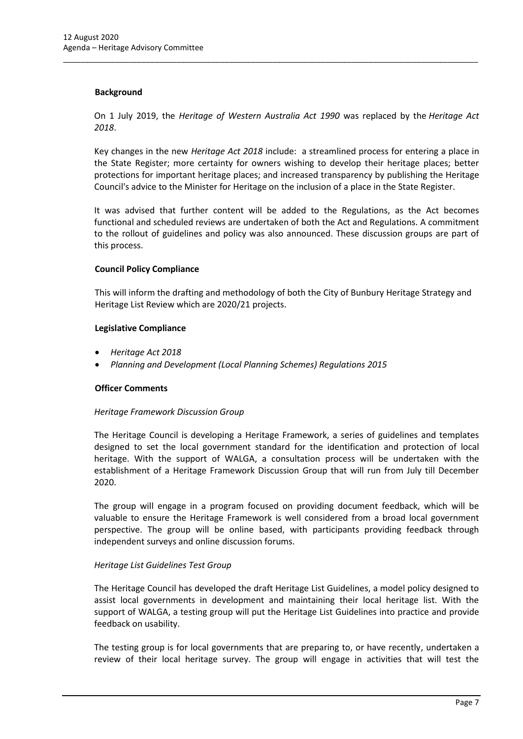### Background

On 1 July 2019, the *Heritage of Western Australia Act 1990* was replaced by the *Heritage Act 2018*.

Key changes in the new *Heritage Act 2018* include: a streamlined process for entering a place in the State Register; more certainty for owners wishing to develop their heritage places; better protections for important heritage places; and increased transparency by publishing the Heritage Council's advice to the Minister for Heritage on the inclusion of a place in the State Register.

It was advised that further content will be added to the Regulations, as the Act becomes functional and scheduled reviews are undertaken of both the Act and Regulations. A commitment to the rollout of guidelines and policy was also announced. These discussion groups are part of this process.

### Council Policy Compliance

This will inform the drafting and methodology of both the City of Bunbury Heritage Strategy and Heritage List Review which are 2020/21 projects.

### Legislative Compliance

- *Heritage Act 2018*
- *Planning and Development (Local Planning Schemes) Regulations 2015*

### Officer Comments

*Heritage Framework Discussion Group*

The Heritage Council is developing a Heritage Framework, a series of guidelines and templates designed to set the local government standard for the identification and protection of local heritage. With the support of WALGA, a consultation process will be undertaken with the establishment of a Heritage Framework Discussion Group that will run from July till December 2020.

The group will engage in a program focused on providing document feedback, which will be valuable to ensure the Heritage Framework is well considered from a broad local government perspective. The group will be online based, with participants providing feedback through independent surveys and online discussion forums.

*Heritage List Guidelines Test Group*

The Heritage Council has developed the draft Heritage List Guidelines, a model policy designed to assist local governments in development and maintaining their local heritage list. With the support of WALGA, a testing group will put the Heritage List Guidelines into practice and provide feedback on usability.

The testing group is for local governments that are preparing to, or have recently, undertaken a review of their local heritage survey. The group will engage in activities that will test the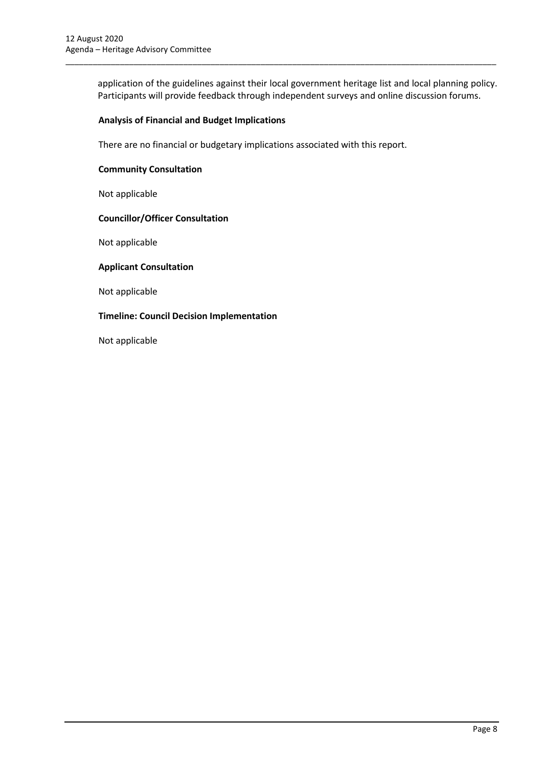application of the guidelines against their local government heritage list and local planning policy. Participants will provide feedback through independent surveys and online discussion forums.

**Analysis of Financial and Budget Implications**

There are no financial or budgetary implications associated with this report.

**Community Consultation**

Not applicable

**Councillor/Officer Consultation**

Not applicable

**Applicant Consultation**

Not applicable

**Timeline: Council Decision Implementation**

Not applicable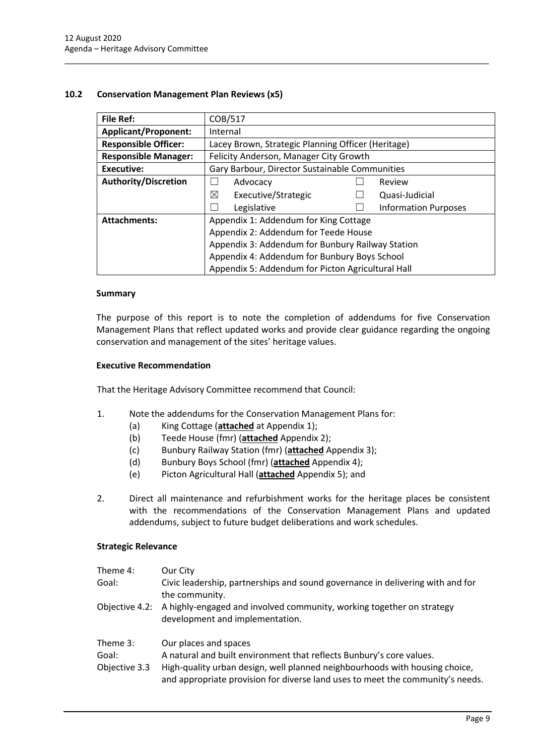## 10.2 Conservation Management Plan Reviews (x5)

| **File Ref:** | COB/517 | | | |
|---|---|---|---|---|
| **Applicant/Proponent:** | Internal | | | |
| **Responsible Officer:** | Lacey Brown, Strategic Planning Officer (Heritage) | | | |
| **Responsible Manager:** | Felicity Anderson, Manager City Growth | | | |
| **Executive:** | Gary Barbour, Director Sustainable Communities | | | |
| **Authority/Discretion** | ☐ | Advocacy | ☐ | Review |
| | ☒ | Executive/Strategic | ☐ | Quasi-Judicial |
| | ☐ | Legislative | ☐ | Information Purposes |
| **Attachments:** | Appendix 1: Addendum for King Cottage<br>Appendix 2: Addendum for Teede House<br>Appendix 3: Addendum for Bunbury Railway Station<br>Appendix 4: Addendum for Bunbury Boys School<br>Appendix 5: Addendum for Picton Agricultural Hall | | | |

### Summary

The purpose of this report is to note the completion of addendums for five Conservation Management Plans that reflect updated works and provide clear guidance regarding the ongoing conservation and management of the sites' heritage values.

### Executive Recommendation

That the Heritage Advisory Committee recommend that Council:

1. Note the addendums for the Conservation Management Plans for:
   (a) King Cottage (**attached** at Appendix 1);
   (b) Teede House (fmr) (**attached** Appendix 2);
   (c) Bunbury Railway Station (fmr) (**attached** Appendix 3);
   (d) Bunbury Boys School (fmr) (**attached** Appendix 4);
   (e) Picton Agricultural Hall (**attached** Appendix 5); and

2. Direct all maintenance and refurbishment works for the heritage places be consistent with the recommendations of the Conservation Management Plans and updated addendums, subject to future budget deliberations and work schedules.

### Strategic Relevance

| | |
|---|---|
| Theme 4: | Our City |
| Goal: | Civic leadership, partnerships and sound governance in delivering with and for the community. |
| Objective 4.2: | A highly-engaged and involved community, working together on strategy development and implementation. |
| | |
| Theme 3: | Our places and spaces |
| Goal: | A natural and built environment that reflects Bunbury's core values. |
| Objective 3.3 | High-quality urban design, well planned neighbourhoods with housing choice, and appropriate provision for diverse land uses to meet the community's needs. |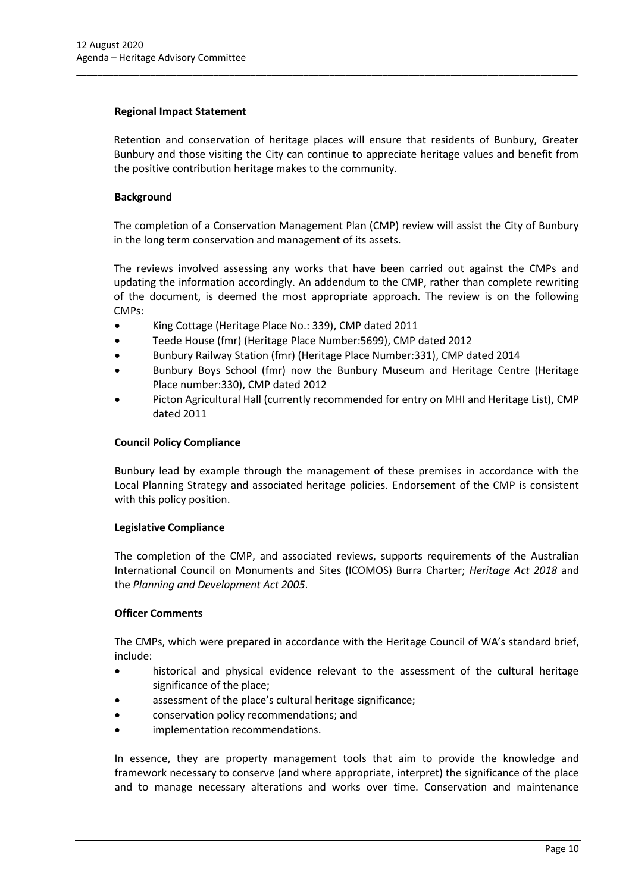**Regional Impact Statement**

Retention and conservation of heritage places will ensure that residents of Bunbury, Greater Bunbury and those visiting the City can continue to appreciate heritage values and benefit from the positive contribution heritage makes to the community.

**Background**

The completion of a Conservation Management Plan (CMP) review will assist the City of Bunbury in the long term conservation and management of its assets.

The reviews involved assessing any works that have been carried out against the CMPs and updating the information accordingly. An addendum to the CMP, rather than complete rewriting of the document, is deemed the most appropriate approach. The review is on the following CMPs:

- King Cottage (Heritage Place No.: 339), CMP dated 2011
- Teede House (fmr) (Heritage Place Number:5699), CMP dated 2012
- Bunbury Railway Station (fmr) (Heritage Place Number:331), CMP dated 2014
- Bunbury Boys School (fmr) now the Bunbury Museum and Heritage Centre (Heritage Place number:330), CMP dated 2012
- Picton Agricultural Hall (currently recommended for entry on MHI and Heritage List), CMP dated 2011

**Council Policy Compliance**

Bunbury lead by example through the management of these premises in accordance with the Local Planning Strategy and associated heritage policies. Endorsement of the CMP is consistent with this policy position.

**Legislative Compliance**

The completion of the CMP, and associated reviews, supports requirements of the Australian International Council on Monuments and Sites (ICOMOS) Burra Charter; *Heritage Act 2018* and the *Planning and Development Act 2005*.

**Officer Comments**

The CMPs, which were prepared in accordance with the Heritage Council of WA's standard brief, include:

- historical and physical evidence relevant to the assessment of the cultural heritage significance of the place;
- assessment of the place's cultural heritage significance;
- conservation policy recommendations; and
- implementation recommendations.

In essence, they are property management tools that aim to provide the knowledge and framework necessary to conserve (and where appropriate, interpret) the significance of the place and to manage necessary alterations and works over time. Conservation and maintenance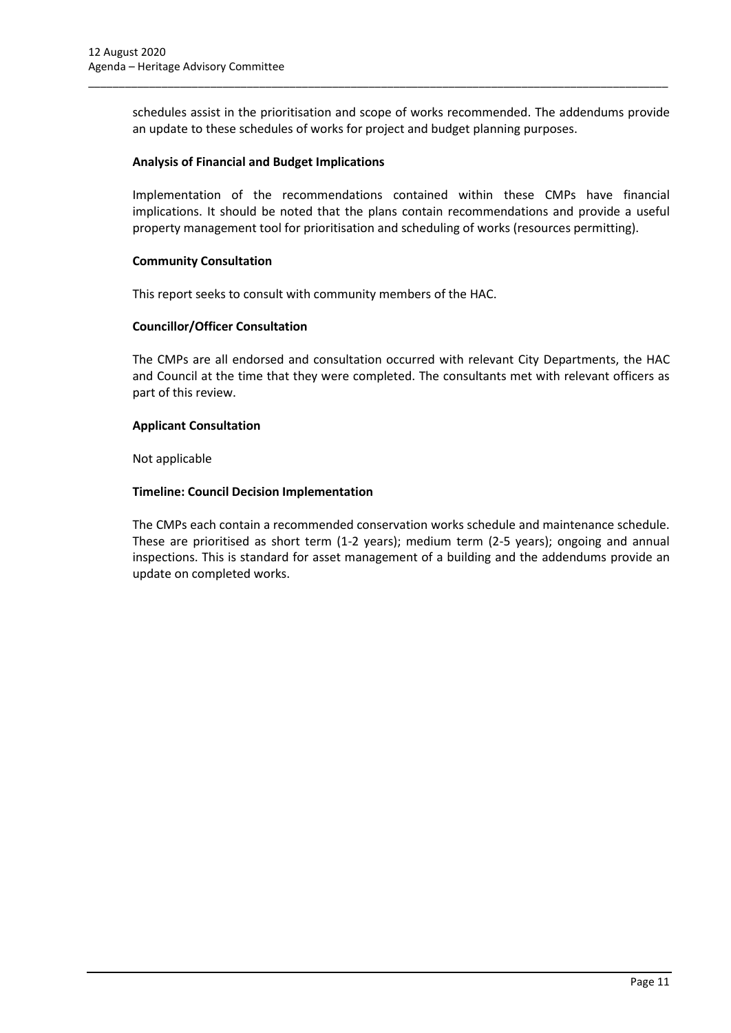schedules assist in the prioritisation and scope of works recommended. The addendums provide an update to these schedules of works for project and budget planning purposes.

**Analysis of Financial and Budget Implications**

Implementation of the recommendations contained within these CMPs have financial implications. It should be noted that the plans contain recommendations and provide a useful property management tool for prioritisation and scheduling of works (resources permitting).

**Community Consultation**

This report seeks to consult with community members of the HAC.

**Councillor/Officer Consultation**

The CMPs are all endorsed and consultation occurred with relevant City Departments, the HAC and Council at the time that they were completed. The consultants met with relevant officers as part of this review.

**Applicant Consultation**

Not applicable

**Timeline: Council Decision Implementation**

The CMPs each contain a recommended conservation works schedule and maintenance schedule. These are prioritised as short term (1-2 years); medium term (2-5 years); ongoing and annual inspections. This is standard for asset management of a building and the addendums provide an update on completed works.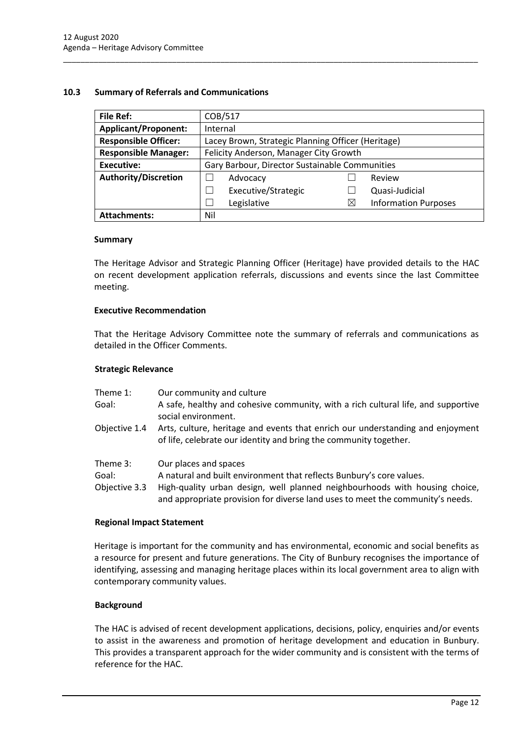## 10.3 Summary of Referrals and Communications

| **File Ref:** | COB/517 | | | |
|---|---|---|---|---|
| **Applicant/Proponent:** | Internal | | | |
| **Responsible Officer:** | Lacey Brown, Strategic Planning Officer (Heritage) | | | |
| **Responsible Manager:** | Felicity Anderson, Manager City Growth | | | |
| **Executive:** | Gary Barbour, Director Sustainable Communities | | | |
| **Authority/Discretion** | ☐ | Advocacy | ☐ | Review |
| | ☐ | Executive/Strategic | ☐ | Quasi-Judicial |
| | ☐ | Legislative | ☒ | Information Purposes |
| **Attachments:** | Nil | | | |

### Summary

The Heritage Advisor and Strategic Planning Officer (Heritage) have provided details to the HAC on recent development application referrals, discussions and events since the last Committee meeting.

### Executive Recommendation

That the Heritage Advisory Committee note the summary of referrals and communications as detailed in the Officer Comments.

### Strategic Relevance

| | |
|---|---|
| Theme 1: | Our community and culture |
| Goal: | A safe, healthy and cohesive community, with a rich cultural life, and supportive social environment. |
| Objective 1.4 | Arts, culture, heritage and events that enrich our understanding and enjoyment of life, celebrate our identity and bring the community together. |
| Theme 3: | Our places and spaces |
| Goal: | A natural and built environment that reflects Bunbury's core values. |
| Objective 3.3 | High-quality urban design, well planned neighbourhoods with housing choice, and appropriate provision for diverse land uses to meet the community's needs. |

### Regional Impact Statement

Heritage is important for the community and has environmental, economic and social benefits as a resource for present and future generations. The City of Bunbury recognises the importance of identifying, assessing and managing heritage places within its local government area to align with contemporary community values.

### Background

The HAC is advised of recent development applications, decisions, policy, enquiries and/or events to assist in the awareness and promotion of heritage development and education in Bunbury. This provides a transparent approach for the wider community and is consistent with the terms of reference for the HAC.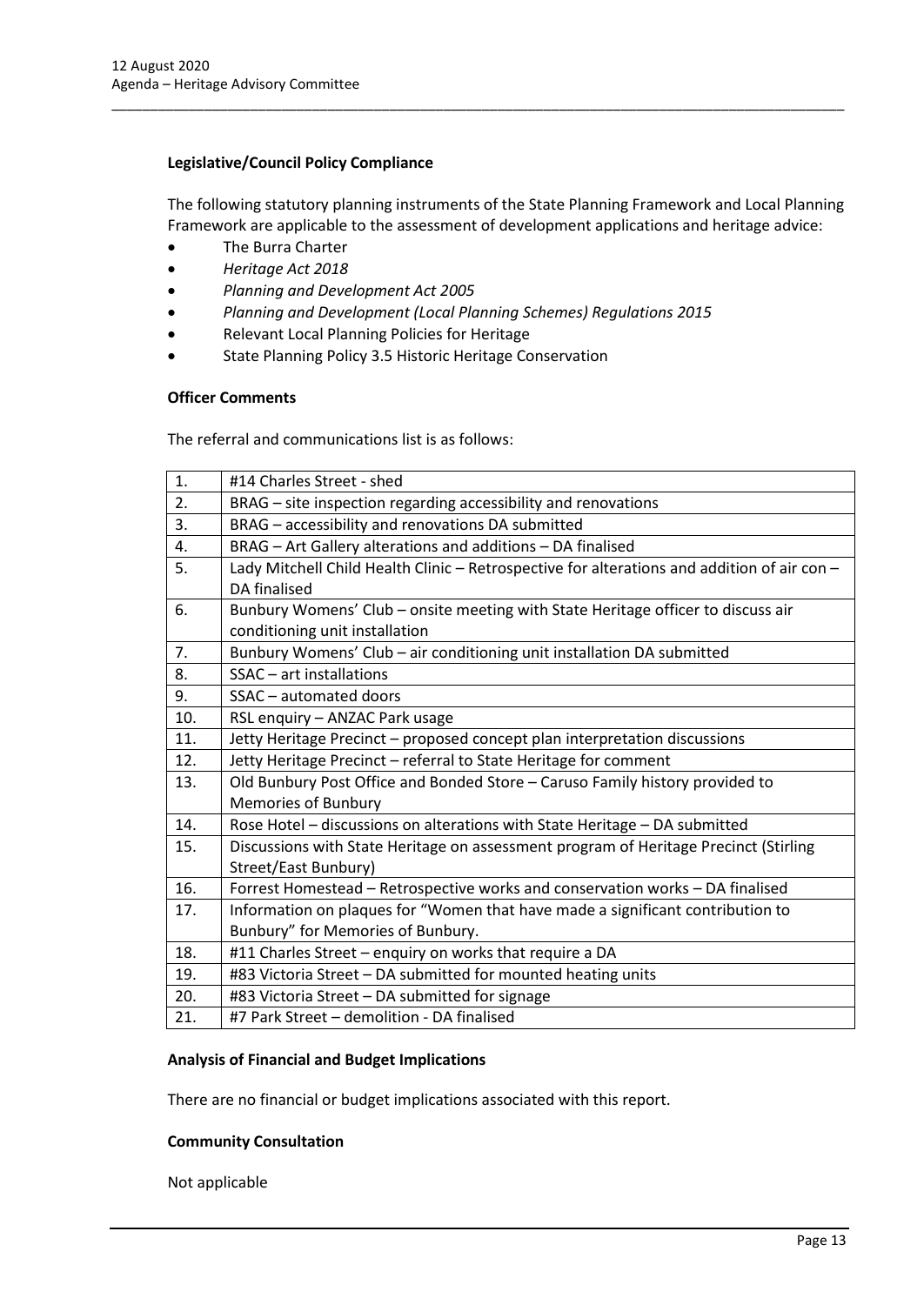**Legislative/Council Policy Compliance**

The following statutory planning instruments of the State Planning Framework and Local Planning Framework are applicable to the assessment of development applications and heritage advice:

- The Burra Charter
- *Heritage Act 2018*
- *Planning and Development Act 2005*
- *Planning and Development (Local Planning Schemes) Regulations 2015*
- Relevant Local Planning Policies for Heritage
- State Planning Policy 3.5 Historic Heritage Conservation

**Officer Comments**

The referral and communications list is as follows:

| | |
|---|---|
| 1. | #14 Charles Street - shed |
| 2. | BRAG – site inspection regarding accessibility and renovations |
| 3. | BRAG – accessibility and renovations DA submitted |
| 4. | BRAG – Art Gallery alterations and additions – DA finalised |
| 5. | Lady Mitchell Child Health Clinic – Retrospective for alterations and addition of air con – DA finalised |
| 6. | Bunbury Womens' Club – onsite meeting with State Heritage officer to discuss air conditioning unit installation |
| 7. | Bunbury Womens' Club – air conditioning unit installation DA submitted |
| 8. | SSAC – art installations |
| 9. | SSAC – automated doors |
| 10. | RSL enquiry – ANZAC Park usage |
| 11. | Jetty Heritage Precinct – proposed concept plan interpretation discussions |
| 12. | Jetty Heritage Precinct – referral to State Heritage for comment |
| 13. | Old Bunbury Post Office and Bonded Store – Caruso Family history provided to Memories of Bunbury |
| 14. | Rose Hotel – discussions on alterations with State Heritage – DA submitted |
| 15. | Discussions with State Heritage on assessment program of Heritage Precinct (Stirling Street/East Bunbury) |
| 16. | Forrest Homestead – Retrospective works and conservation works – DA finalised |
| 17. | Information on plaques for "Women that have made a significant contribution to Bunbury" for Memories of Bunbury. |
| 18. | #11 Charles Street – enquiry on works that require a DA |
| 19. | #83 Victoria Street – DA submitted for mounted heating units |
| 20. | #83 Victoria Street – DA submitted for signage |
| 21. | #7 Park Street – demolition - DA finalised |

**Analysis of Financial and Budget Implications**

There are no financial or budget implications associated with this report.

**Community Consultation**

Not applicable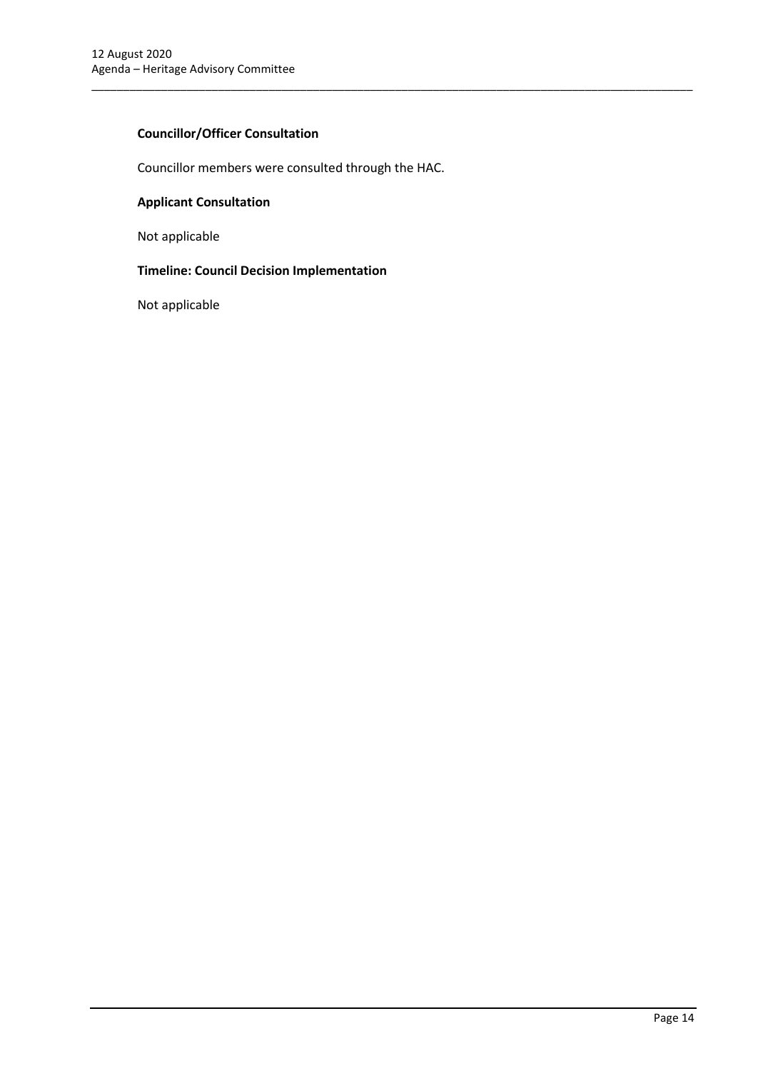**Councillor/Officer Consultation**

Councillor members were consulted through the HAC.

**Applicant Consultation**

Not applicable

**Timeline: Council Decision Implementation**

Not applicable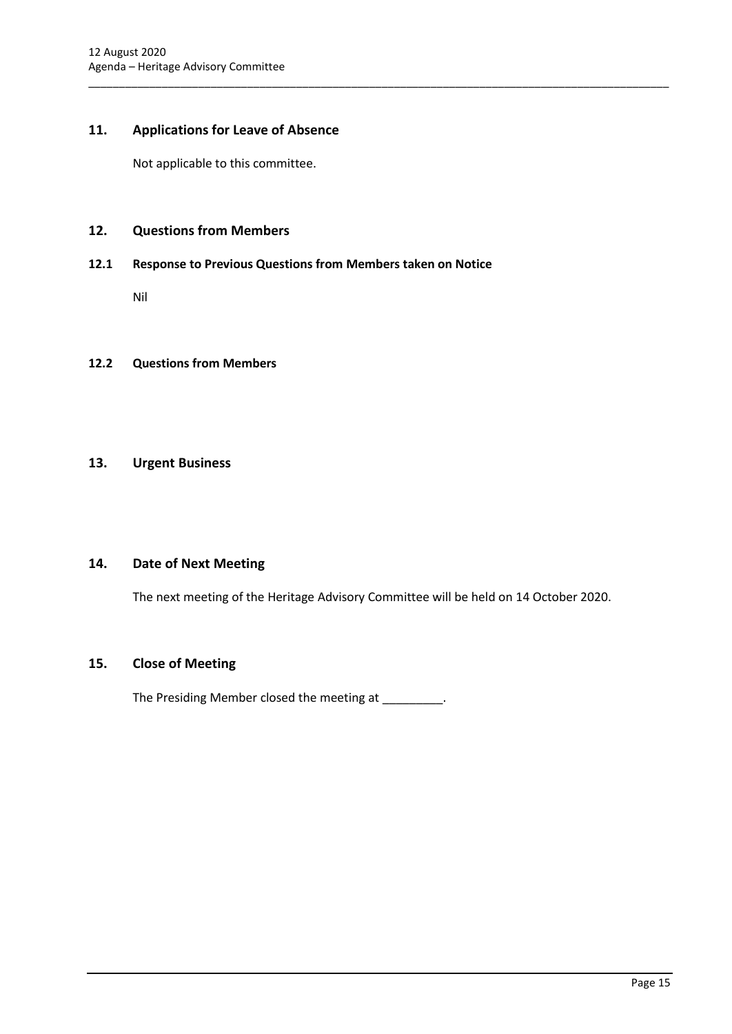## 11. Applications for Leave of Absence

Not applicable to this committee.

## 12. Questions from Members

### 12.1 Response to Previous Questions from Members taken on Notice

Nil

### 12.2 Questions from Members

## 13. Urgent Business

## 14. Date of Next Meeting

The next meeting of the Heritage Advisory Committee will be held on 14 October 2020.

## 15. Close of Meeting

The Presiding Member closed the meeting at _________.